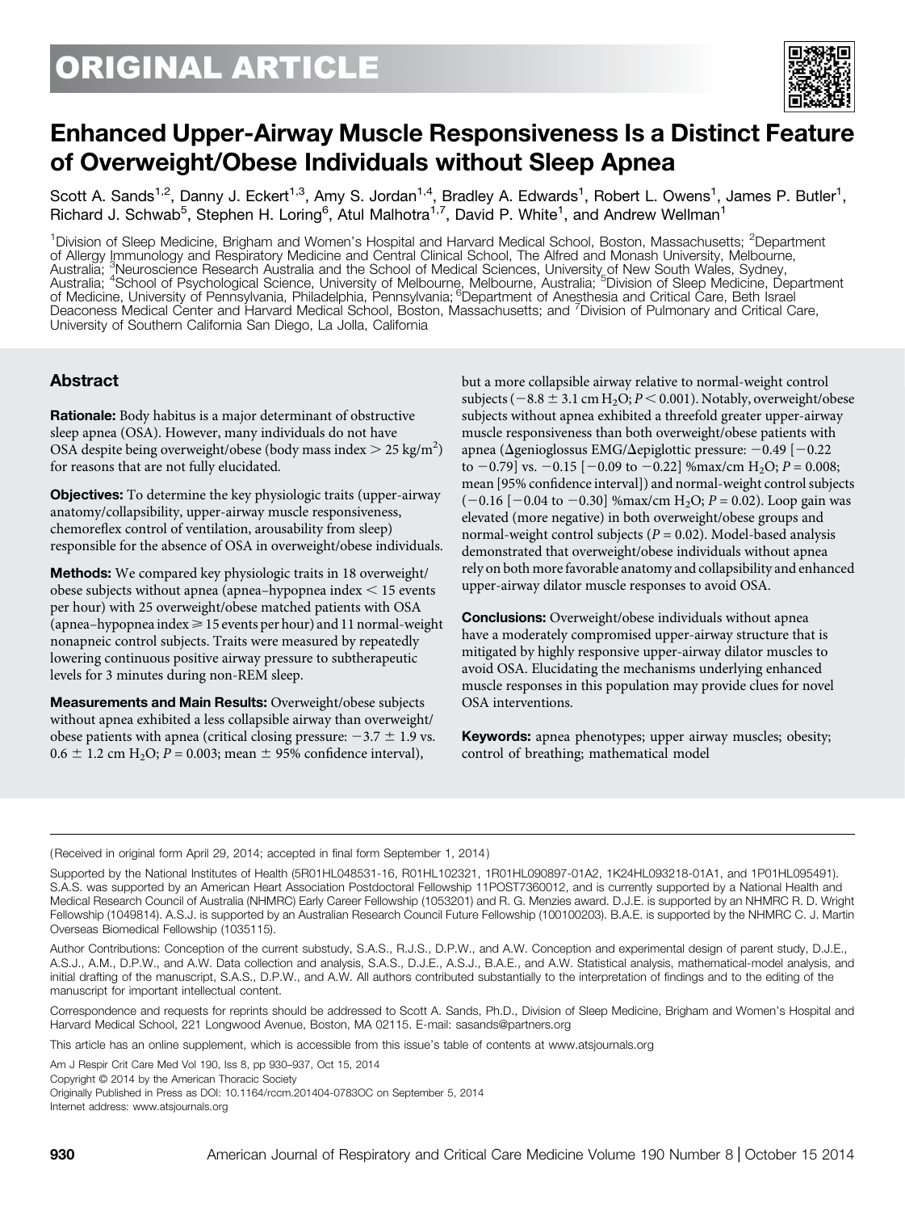ORIGINAL ARTICLE

# Enhanced Upper-Airway Muscle Responsiveness Is a Distinct Feature of Overweight/Obese Individuals without Sleep Apnea

Scott A. Sands[1,2], Danny J. Eckert[1,3], Amy S. Jordan[1,4], Bradley A. Edwards[1], Robert L. Owens[1], James P. Butler[1], Richard J. Schwab[5], Stephen H. Loring[6], Atul Malhotra[1,7], David P. White[1], and Andrew Wellman[1]

[1]Division of Sleep Medicine, Brigham and Women's Hospital and Harvard Medical School, Boston, Massachusetts; [2]Department of Allergy Immunology and Respiratory Medicine and Central Clinical School, The Alfred and Monash University, Melbourne, Australia; [3]Neuroscience Research Australia and the School of Medical Sciences, University of New South Wales, Sydney, Australia; [4]School of Psychological Science, University of Melbourne, Melbourne, Australia; [5]Division of Sleep Medicine, Department of Medicine, University of Pennsylvania, Philadelphia, Pennsylvania; [6]Department of Anesthesia and Critical Care, Beth Israel Deaconess Medical Center and Harvard Medical School, Boston, Massachusetts; and [7]Division of Pulmonary and Critical Care, University of Southern California San Diego, La Jolla, California

## Abstract

**Rationale:** Body habitus is a major determinant of obstructive sleep apnea (OSA). However, many individuals do not have OSA despite being overweight/obese (body mass index $> 25$ kg/m$^2$) for reasons that are not fully elucidated.

**Objectives:** To determine the key physiologic traits (upper-airway anatomy/collapsibility, upper-airway muscle responsiveness, chemoreflex control of ventilation, arousability from sleep) responsible for the absence of OSA in overweight/obese individuals.

**Methods:** We compared key physiologic traits in 18 overweight/obese subjects without apnea (apnea–hypopnea index $< 15$ events per hour) with 25 overweight/obese matched patients with OSA (apnea–hypopnea index $\geqslant 15$ events per hour) and 11 normal-weight nonapneic control subjects. Traits were measured by repeatedly lowering continuous positive airway pressure to subtherapeutic levels for 3 minutes during non-REM sleep.

**Measurements and Main Results:** Overweight/obese subjects without apnea exhibited a less collapsible airway than overweight/obese patients with apnea (critical closing pressure: $-3.7 \pm 1.9$ vs. $0.6 \pm 1.2$ cm $H_2O$; $P = 0.003$; mean $\pm$ 95% confidence interval), but a more collapsible airway relative to normal-weight control subjects ($-8.8 \pm 3.1$ cm $H_2O$; $P < 0.001$). Notably, overweight/obese subjects without apnea exhibited a threefold greater upper-airway muscle responsiveness than both overweight/obese patients with apnea ($\Delta$genioglossus EMG/$\Delta$epiglottic pressure: $-0.49$ [$-0.22$ to $-0.79$] vs. $-0.15$ [$-0.09$ to $-0.22$] %max/cm $H_2O$; $P = 0.008$; mean [95% confidence interval]) and normal-weight control subjects ($-0.16$ [$-0.04$ to $-0.30$] %max/cm $H_2O$; $P = 0.02$). Loop gain was elevated (more negative) in both overweight/obese groups and normal-weight control subjects ($P = 0.02$). Model-based analysis demonstrated that overweight/obese individuals without apnea rely on both more favorable anatomy and collapsibility and enhanced upper-airway dilator muscle responses to avoid OSA.

**Conclusions:** Overweight/obese individuals without apnea have a moderately compromised upper-airway structure that is mitigated by highly responsive upper-airway dilator muscles to avoid OSA. Elucidating the mechanisms underlying enhanced muscle responses in this population may provide clues for novel OSA interventions.

**Keywords:** apnea phenotypes; upper airway muscles; obesity; control of breathing; mathematical model

(Received in original form April 29, 2014; accepted in final form September 1, 2014)

Supported by the National Institutes of Health (5R01HL048531-16, R01HL102321, 1R01HL090897-01A2, 1K24HL093218-01A1, and 1P01HL095491). S.A.S. was supported by an American Heart Association Postdoctoral Fellowship 11POST7360012, and is currently supported by a National Health and Medical Research Council of Australia (NHMRC) Early Career Fellowship (1053201) and R. G. Menzies award. D.J.E. is supported by an NHMRC R. D. Wright Fellowship (1049814). A.S.J. is supported by an Australian Research Council Future Fellowship (100100203). B.A.E. is supported by the NHMRC C. J. Martin Overseas Biomedical Fellowship (1035115).

Author Contributions: Conception of the current substudy, S.A.S., R.J.S., D.P.W., and A.W. Conception and experimental design of parent study, D.J.E., A.S.J., A.M., D.P.W., and A.W. Data collection and analysis, S.A.S., D.J.E., A.S.J., B.A.E., and A.W. Statistical analysis, mathematical-model analysis, and initial drafting of the manuscript, S.A.S., D.P.W., and A.W. All authors contributed substantially to the interpretation of findings and to the editing of the manuscript for important intellectual content.

Correspondence and requests for reprints should be addressed to Scott A. Sands, Ph.D., Division of Sleep Medicine, Brigham and Women's Hospital and Harvard Medical School, 221 Longwood Avenue, Boston, MA 02115. E-mail: sasands@partners.org

This article has an online supplement, which is accessible from this issue's table of contents at www.atsjournals.org

Am J Respir Crit Care Med Vol 190, Iss 8, pp 930–937, Oct 15, 2014

Copyright © 2014 by the American Thoracic Society

Originally Published in Press as DOI: 10.1164/rccm.201404-0783OC on September 5, 2014

Internet address: www.atsjournals.org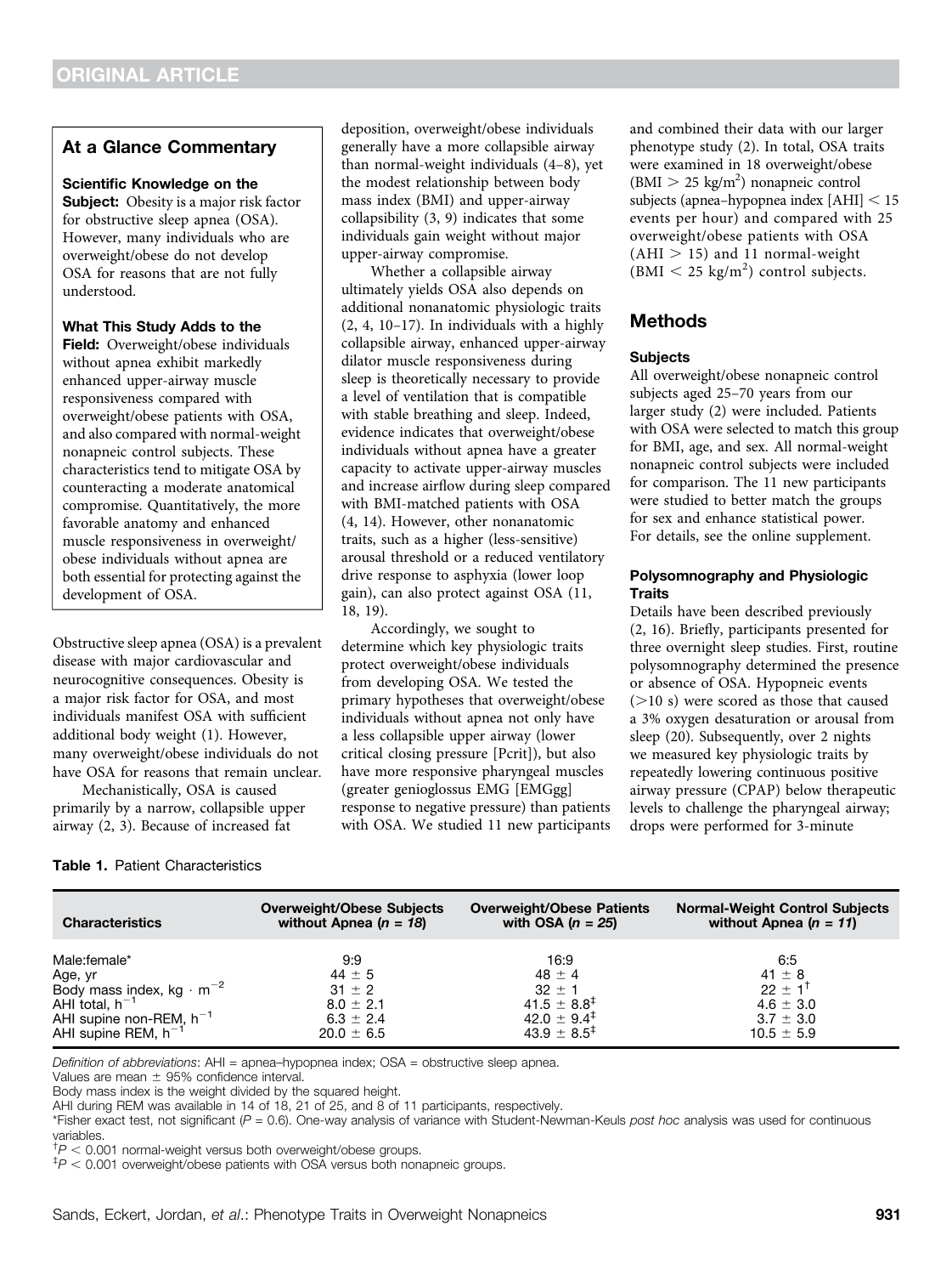## At a Glance Commentary

**Scientific Knowledge on the Subject:** Obesity is a major risk factor for obstructive sleep apnea (OSA). However, many individuals who are overweight/obese do not develop OSA for reasons that are not fully understood.

**What This Study Adds to the Field:** Overweight/obese individuals without apnea exhibit markedly enhanced upper-airway muscle responsiveness compared with overweight/obese patients with OSA, and also compared with normal-weight nonapneic control subjects. These characteristics tend to mitigate OSA by counteracting a moderate anatomical compromise. Quantitatively, the more favorable anatomy and enhanced muscle responsiveness in overweight/obese individuals without apnea are both essential for protecting against the development of OSA.

Obstructive sleep apnea (OSA) is a prevalent disease with major cardiovascular and neurocognitive consequences. Obesity is a major risk factor for OSA, and most individuals manifest OSA with sufficient additional body weight (1). However, many overweight/obese individuals do not have OSA for reasons that remain unclear.

Mechanistically, OSA is caused primarily by a narrow, collapsible upper airway (2, 3). Because of increased fat deposition, overweight/obese individuals generally have a more collapsible airway than normal-weight individuals (4–8), yet the modest relationship between body mass index (BMI) and upper-airway collapsibility (3, 9) indicates that some individuals gain weight without major upper-airway compromise.

Whether a collapsible airway ultimately yields OSA also depends on additional nonanatomic physiologic traits (2, 4, 10–17). In individuals with a highly collapsible airway, enhanced upper-airway dilator muscle responsiveness during sleep is theoretically necessary to provide a level of ventilation that is compatible with stable breathing and sleep. Indeed, evidence indicates that overweight/obese individuals without apnea have a greater capacity to activate upper-airway muscles and increase airflow during sleep compared with BMI-matched patients with OSA (4, 14). However, other nonanatomic traits, such as a higher (less-sensitive) arousal threshold or a reduced ventilatory drive response to asphyxia (lower loop gain), can also protect against OSA (11, 18, 19).

Accordingly, we sought to determine which key physiologic traits protect overweight/obese individuals from developing OSA. We tested the primary hypotheses that overweight/obese individuals without apnea not only have a less collapsible upper airway (lower critical closing pressure [Pcrit]), but also have more responsive pharyngeal muscles (greater genioglossus EMG [EMGgg] response to negative pressure) than patients with OSA. We studied 11 new participants and combined their data with our larger phenotype study (2). In total, OSA traits were examined in 18 overweight/obese (BMI > 25 kg/m$^2$) nonapneic control subjects (apnea–hypopnea index [AHI] < 15 events per hour) and compared with 25 overweight/obese patients with OSA (AHI > 15) and 11 normal-weight (BMI < 25 kg/m$^2$) control subjects.

## Methods

### Subjects

All overweight/obese nonapneic control subjects aged 25–70 years from our larger study (2) were included. Patients with OSA were selected to match this group for BMI, age, and sex. All normal-weight nonapneic control subjects were included for comparison. The 11 new participants were studied to better match the groups for sex and enhance statistical power. For details, see the online supplement.

### Polysomnography and Physiologic Traits

Details have been described previously (2, 16). Briefly, participants presented for three overnight sleep studies. First, routine polysomnography determined the presence or absence of OSA. Hypopneic events (>10 s) were scored as those that caused a 3% oxygen desaturation or arousal from sleep (20). Subsequently, over 2 nights we measured key physiologic traits by repeatedly lowering continuous positive airway pressure (CPAP) below therapeutic levels to challenge the pharyngeal airway; drops were performed for 3-minute

**Table 1.** Patient Characteristics

| Characteristics | Overweight/Obese Subjects without Apnea (*n* = *18*) | Overweight/Obese Patients with OSA (*n* = *25*) | Normal-Weight Control Subjects without Apnea (*n* = *11*) |
|---|---|---|---|
| Male:female* | 9:9 | 16:9 | 6:5 |
| Age, yr | 44 ± 5 | 48 ± 4 | 41 ± 8 |
| Body mass index, kg · m$^{-2}$ | 31 ± 2 | 32 ± 1 | 22 ± 1[†] |
| AHI total, h$^{-1}$ | 8.0 ± 2.1 | 41.5 ± 8.8[‡] | 4.6 ± 3.0 |
| AHI supine non-REM, h$^{-1}$ | 6.3 ± 2.4 | 42.0 ± 9.4[‡] | 3.7 ± 3.0 |
| AHI supine REM, h$^{-1}$ | 20.0 ± 6.5 | 43.9 ± 8.5[‡] | 10.5 ± 5.9 |

*Definition of abbreviations*: AHI = apnea–hypopnea index; OSA = obstructive sleep apnea.
Values are mean ± 95% confidence interval.
Body mass index is the weight divided by the squared height.
AHI during REM was available in 14 of 18, 21 of 25, and 8 of 11 participants, respectively.
*Fisher exact test, not significant ($P$ = 0.6). One-way analysis of variance with Student-Newman-Keuls *post hoc* analysis was used for continuous variables.
[†]$P$ < 0.001 normal-weight versus both overweight/obese groups.
[‡]$P$ < 0.001 overweight/obese patients with OSA versus both nonapneic groups.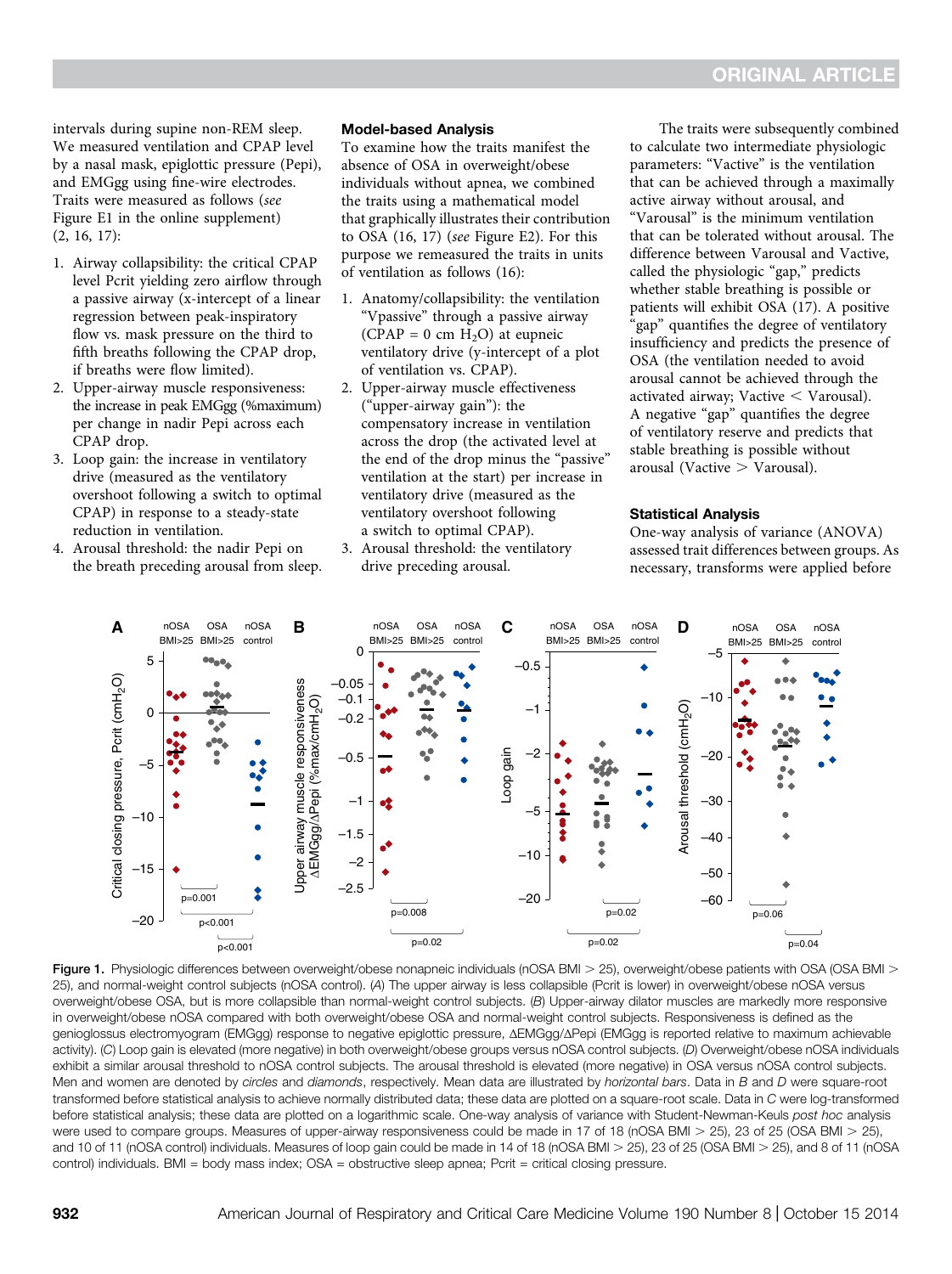intervals during supine non-REM sleep. We measured ventilation and CPAP level by a nasal mask, epiglottic pressure (Pepi), and EMGgg using fine-wire electrodes. Traits were measured as follows (*see* Figure E1 in the online supplement) (2, 16, 17):

1. Airway collapsibility: the critical CPAP level Pcrit yielding zero airflow through a passive airway (x-intercept of a linear regression between peak-inspiratory flow vs. mask pressure on the third to fifth breaths following the CPAP drop, if breaths were flow limited).
2. Upper-airway muscle responsiveness: the increase in peak EMGgg (%maximum) per change in nadir Pepi across each CPAP drop.
3. Loop gain: the increase in ventilatory drive (measured as the ventilatory overshoot following a switch to optimal CPAP) in response to a steady-state reduction in ventilation.
4. Arousal threshold: the nadir Pepi on the breath preceding arousal from sleep.

### Model-based Analysis

To examine how the traits manifest the absence of OSA in overweight/obese individuals without apnea, we combined the traits using a mathematical model that graphically illustrates their contribution to OSA (16, 17) (*see* Figure E2). For this purpose we remeasured the traits in units of ventilation as follows (16):

1. Anatomy/collapsibility: the ventilation "Vpassive" through a passive airway (CPAP = 0 cm $H_2O$) at eupneic ventilatory drive (y-intercept of a plot of ventilation vs. CPAP).
2. Upper-airway muscle effectiveness ("upper-airway gain"): the compensatory increase in ventilation across the drop (the activated level at the end of the drop minus the "passive" ventilation at the start) per increase in ventilatory drive (measured as the ventilatory overshoot following a switch to optimal CPAP).
3. Arousal threshold: the ventilatory drive preceding arousal.

The traits were subsequently combined to calculate two intermediate physiologic parameters: "Vactive" is the ventilation that can be achieved through a maximally active airway without arousal, and "Varousal" is the minimum ventilation that can be tolerated without arousal. The difference between Varousal and Vactive, called the physiologic "gap," predicts whether stable breathing is possible or patients will exhibit OSA (17). A positive "gap" quantifies the degree of ventilatory insufficiency and predicts the presence of OSA (the ventilation needed to avoid arousal cannot be achieved through the activated airway; Vactive < Varousal). A negative "gap" quantifies the degree of ventilatory reserve and predicts that stable breathing is possible without arousal (Vactive > Varousal).

### Statistical Analysis

One-way analysis of variance (ANOVA) assessed trait differences between groups. As necessary, transforms were applied before

A
nOSA BMI>25 OSA BMI>25 nOSA control
Critical closing pressure, Pcrit (cmH2O)
5 0 −5 −10 −15 −20
p=0.001
p<0.001
p<0.001

B
nOSA BMI>25 OSA BMI>25 nOSA control
Upper airway muscle responsiveness ΔEMGgg/ΔPepi (%max/cmH2O)
0 −0.05 −0.1 −0.2 −0.5 −1 −1.5 −2 −2.5
p=0.008
p=0.02

C
nOSA BMI>25 OSA BMI>25 nOSA control
Loop gain
−0.5 −1 −2 −5 −10 −20
p=0.02
p=0.02

D
nOSA BMI>25 OSA BMI>25 nOSA control
Arousal threshold (cmH2O)
−5 −10 −20 −30 −40 −50 −60
p=0.06
p=0.04

**Figure 1.** Physiologic differences between overweight/obese nonapneic individuals (nOSA BMI > 25), overweight/obese patients with OSA (OSA BMI > 25), and normal-weight control subjects (nOSA control). (*A*) The upper airway is less collapsible (Pcrit is lower) in overweight/obese nOSA versus overweight/obese OSA, but is more collapsible than normal-weight control subjects. (*B*) Upper-airway dilator muscles are markedly more responsive in overweight/obese nOSA compared with both overweight/obese OSA and normal-weight control subjects. Responsiveness is defined as the genioglossus electromyogram (EMGgg) response to negative epiglottic pressure, ΔEMGgg/ΔPepi (EMGgg is reported relative to maximum achievable activity). (*C*) Loop gain is elevated (more negative) in both overweight/obese groups versus nOSA control subjects. (*D*) Overweight/obese nOSA individuals exhibit a similar arousal threshold to nOSA control subjects. The arousal threshold is elevated (more negative) in OSA versus nOSA control subjects. Men and women are denoted by *circles* and *diamonds*, respectively. Mean data are illustrated by *horizontal bars*. Data in *B* and *D* were square-root transformed before statistical analysis to achieve normally distributed data; these data are plotted on a square-root scale. Data in *C* were log-transformed before statistical analysis; these data are plotted on a logarithmic scale. One-way analysis of variance with Student-Newman-Keuls *post hoc* analysis were used to compare groups. Measures of upper-airway responsiveness could be made in 17 of 18 (nOSA BMI > 25), 23 of 25 (OSA BMI > 25), and 10 of 11 (nOSA control) individuals. Measures of loop gain could be made in 14 of 18 (nOSA BMI > 25), 23 of 25 (OSA BMI > 25), and 8 of 11 (nOSA control) individuals. BMI = body mass index; OSA = obstructive sleep apnea; Pcrit = critical closing pressure.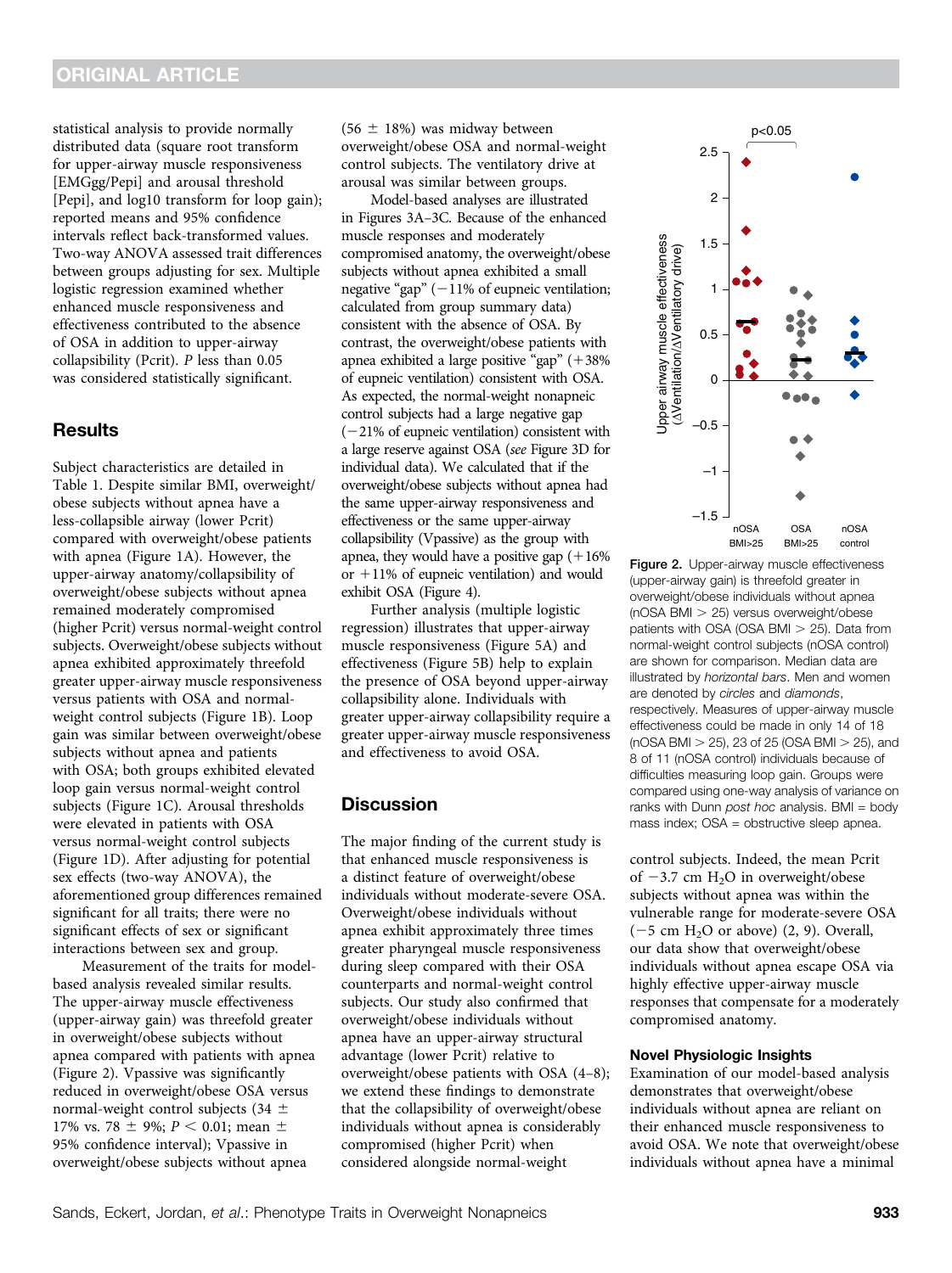statistical analysis to provide normally distributed data (square root transform for upper-airway muscle responsiveness [EMGgg/Pepi] and arousal threshold [Pepi], and log10 transform for loop gain); reported means and 95% confidence intervals reflect back-transformed values. Two-way ANOVA assessed trait differences between groups adjusting for sex. Multiple logistic regression examined whether enhanced muscle responsiveness and effectiveness contributed to the absence of OSA in addition to upper-airway collapsibility (Pcrit). P less than 0.05 was considered statistically significant.

## Results

Subject characteristics are detailed in Table 1. Despite similar BMI, overweight/obese subjects without apnea have a less-collapsible airway (lower Pcrit) compared with overweight/obese patients with apnea (Figure 1A). However, the upper-airway anatomy/collapsibility of overweight/obese subjects without apnea remained moderately compromised (higher Pcrit) versus normal-weight control subjects. Overweight/obese subjects without apnea exhibited approximately threefold greater upper-airway muscle responsiveness versus patients with OSA and normal-weight control subjects (Figure 1B). Loop gain was similar between overweight/obese subjects without apnea and patients with OSA; both groups exhibited elevated loop gain versus normal-weight control subjects (Figure 1C). Arousal thresholds were elevated in patients with OSA versus normal-weight control subjects (Figure 1D). After adjusting for potential sex effects (two-way ANOVA), the aforementioned group differences remained significant for all traits; there were no significant effects of sex or significant interactions between sex and group.

Measurement of the traits for model-based analysis revealed similar results. The upper-airway muscle effectiveness (upper-airway gain) was threefold greater in overweight/obese subjects without apnea compared with patients with apnea (Figure 2). Vpassive was significantly reduced in overweight/obese OSA versus normal-weight control subjects (34 ± 17% vs. 78 ± 9%; $P < 0.01$; mean ± 95% confidence interval); Vpassive in overweight/obese subjects without apnea (56 ± 18%) was midway between overweight/obese OSA and normal-weight control subjects. The ventilatory drive at arousal was similar between groups.

Model-based analyses are illustrated in Figures 3A–3C. Because of the enhanced muscle responses and moderately compromised anatomy, the overweight/obese subjects without apnea exhibited a small negative "gap" (−11% of eupneic ventilation; calculated from group summary data) consistent with the absence of OSA. By contrast, the overweight/obese patients with apnea exhibited a large positive "gap" (+38% of eupneic ventilation) consistent with OSA. As expected, the normal-weight nonapneic control subjects had a large negative gap (−21% of eupneic ventilation) consistent with a large reserve against OSA (*see* Figure 3D for individual data). We calculated that if the overweight/obese subjects without apnea had the same upper-airway responsiveness and effectiveness or the same upper-airway collapsibility (Vpassive) as the group with apnea, they would have a positive gap (+16% or +11% of eupneic ventilation) and would exhibit OSA (Figure 4).

Further analysis (multiple logistic regression) illustrates that upper-airway muscle responsiveness (Figure 5A) and effectiveness (Figure 5B) help to explain the presence of OSA beyond upper-airway collapsibility alone. Individuals with greater upper-airway collapsibility require a greater upper-airway muscle responsiveness and effectiveness to avoid OSA.

p<0.05

Upper airway muscle effectiveness (ΔVentilation/ΔVentilatory drive)

2.5
2
1.5
1
0.5
0
−0.5
−1
−1.5

nOSA BMI>25
OSA BMI>25
nOSA control

**Figure 2.** Upper-airway muscle effectiveness (upper-airway gain) is threefold greater in overweight/obese individuals without apnea (nOSA BMI > 25) versus overweight/obese patients with OSA (OSA BMI > 25). Data from normal-weight control subjects (nOSA control) are shown for comparison. Median data are illustrated by *horizontal bars*. Men and women are denoted by *circles* and *diamonds*, respectively. Measures of upper-airway muscle effectiveness could be made in only 14 of 18 (nOSA BMI > 25), 23 of 25 (OSA BMI > 25), and 8 of 11 (nOSA control) individuals because of difficulties measuring loop gain. Groups were compared using one-way analysis of variance on ranks with Dunn *post hoc* analysis. BMI = body mass index; OSA = obstructive sleep apnea.

## Discussion

The major finding of the current study is that enhanced muscle responsiveness is a distinct feature of overweight/obese individuals without moderate-severe OSA. Overweight/obese individuals without apnea exhibit approximately three times greater pharyngeal muscle responsiveness during sleep compared with their OSA counterparts and normal-weight control subjects. Our study also confirmed that overweight/obese individuals without apnea have an upper-airway structural advantage (lower Pcrit) relative to overweight/obese patients with OSA (4–8); we extend these findings to demonstrate that the collapsibility of overweight/obese individuals without apnea is considerably compromised (higher Pcrit) when considered alongside normal-weight control subjects. Indeed, the mean Pcrit of −3.7 cm $H_2O$ in overweight/obese subjects without apnea was within the vulnerable range for moderate-severe OSA (−5 cm $H_2O$ or above) (2, 9). Overall, our data show that overweight/obese individuals without apnea escape OSA via highly effective upper-airway muscle responses that compensate for a moderately compromised anatomy.

### Novel Physiologic Insights

Examination of our model-based analysis demonstrates that overweight/obese individuals without apnea are reliant on their enhanced muscle responsiveness to avoid OSA. We note that overweight/obese individuals without apnea have a minimal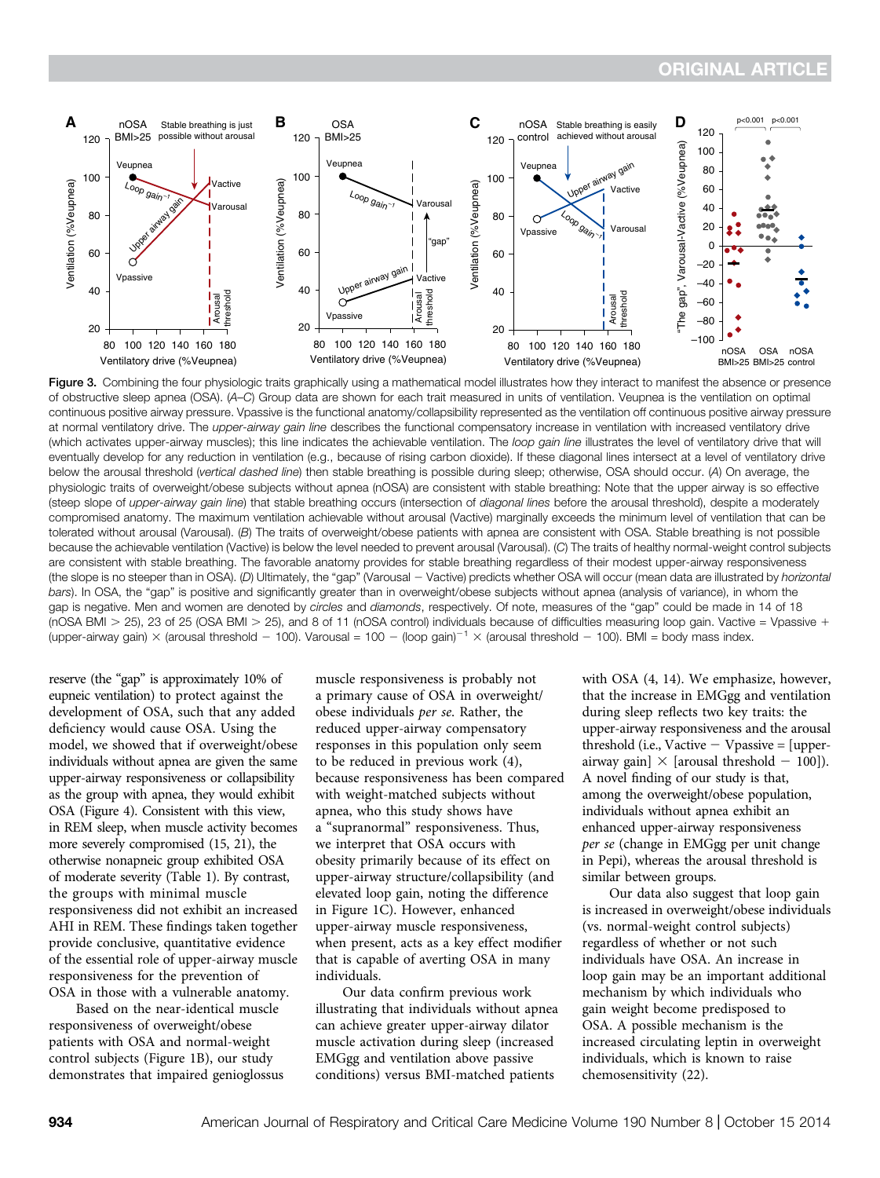A
nOSA BMI>25
Stable breathing is just possible without arousal
Veupnea
Loop gain$^{-1}$
Upper airway gain
Vactive
Varousal
Vpassive
Arousal threshold
Ventilation (%Veupnea)
Ventilatory drive (%Veupnea)

B
OSA BMI>25
Veupnea
Loop gain$^{-1}$
Varousal
"gap"
Upper airway gain
Vactive
Vpassive
Arousal threshold
Ventilation (%Veupnea)
Ventilatory drive (%Veupnea)

C
nOSA control
Stable breathing is easily achieved without arousal
Veupnea
Upper airway gain
Vactive
Vpassive
Loop gain$^{-1}$
Varousal
Arousal threshold
Ventilation (%Veupnea)
Ventilatory drive (%Veupnea)

D
p<0.001 p<0.001
"The gap", Varousal-Vactive (%Veupnea)
nOSA BMI>25
OSA BMI>25
nOSA control

**Figure 3.** Combining the four physiologic traits graphically using a mathematical model illustrates how they interact to manifest the absence or presence of obstructive sleep apnea (OSA). (*A–C*) Group data are shown for each trait measured in units of ventilation. Veupnea is the ventilation on optimal continuous positive airway pressure. Vpassive is the functional anatomy/collapsibility represented as the ventilation off continuous positive airway pressure at normal ventilatory drive. The *upper-airway gain line* describes the functional compensatory increase in ventilation with increased ventilatory drive (which activates upper-airway muscles); this line indicates the achievable ventilation. The *loop gain line* illustrates the level of ventilatory drive that will eventually develop for any reduction in ventilation (e.g., because of rising carbon dioxide). If these diagonal lines intersect at a level of ventilatory drive below the arousal threshold (*vertical dashed line*) then stable breathing is possible during sleep; otherwise, OSA should occur. (*A*) On average, the physiologic traits of overweight/obese subjects without apnea (nOSA) are consistent with stable breathing: Note that the upper airway is so effective (steep slope of *upper-airway gain line*) that stable breathing occurs (intersection of *diagonal lines* before the arousal threshold), despite a moderately compromised anatomy. The maximum ventilation achievable without arousal (Vactive) marginally exceeds the minimum level of ventilation that can be tolerated without arousal (Varousal). (*B*) The traits of overweight/obese patients with apnea are consistent with OSA. Stable breathing is not possible because the achievable ventilation (Vactive) is below the level needed to prevent arousal (Varousal). (*C*) The traits of healthy normal-weight control subjects are consistent with stable breathing. The favorable anatomy provides for stable breathing regardless of their modest upper-airway responsiveness (the slope is no steeper than in OSA). (*D*) Ultimately, the "gap" (Varousal − Vactive) predicts whether OSA will occur (mean data are illustrated by *horizontal bars*). In OSA, the "gap" is positive and significantly greater than in overweight/obese subjects without apnea (analysis of variance), in whom the gap is negative. Men and women are denoted by *circles* and *diamonds*, respectively. Of note, measures of the "gap" could be made in 14 of 18 (nOSA BMI > 25), 23 of 25 (OSA BMI > 25), and 8 of 11 (nOSA control) individuals because of difficulties measuring loop gain. Vactive = Vpassive + (upper-airway gain) × (arousal threshold − 100). Varousal = 100 − (loop gain)$^{-1}$ × (arousal threshold − 100). BMI = body mass index.

reserve (the "gap" is approximately 10% of eupneic ventilation) to protect against the development of OSA, such that any added deficiency would cause OSA. Using the model, we showed that if overweight/obese individuals without apnea are given the same upper-airway responsiveness or collapsibility as the group with apnea, they would exhibit OSA (Figure 4). Consistent with this view, in REM sleep, when muscle activity becomes more severely compromised (15, 21), the otherwise nonapneic group exhibited OSA of moderate severity (Table 1). By contrast, the groups with minimal muscle responsiveness did not exhibit an increased AHI in REM. These findings taken together provide conclusive, quantitative evidence of the essential role of upper-airway muscle responsiveness for the prevention of OSA in those with a vulnerable anatomy.

Based on the near-identical muscle responsiveness of overweight/obese patients with OSA and normal-weight control subjects (Figure 1B), our study demonstrates that impaired genioglossus muscle responsiveness is probably not a primary cause of OSA in overweight/obese individuals *per se*. Rather, the reduced upper-airway compensatory responses in this population only seem to be reduced in previous work (4), because responsiveness has been compared with weight-matched subjects without apnea, who this study shows have a "supranormal" responsiveness. Thus, we interpret that OSA occurs with obesity primarily because of its effect on upper-airway structure/collapsibility (and elevated loop gain, noting the difference in Figure 1C). However, enhanced upper-airway muscle responsiveness, when present, acts as a key effect modifier that is capable of averting OSA in many individuals.

Our data confirm previous work illustrating that individuals without apnea can achieve greater upper-airway dilator muscle activation during sleep (increased EMGgg and ventilation above passive conditions) versus BMI-matched patients with OSA (4, 14). We emphasize, however, that the increase in EMGgg and ventilation during sleep reflects two key traits: the upper-airway responsiveness and the arousal threshold (i.e., Vactive − Vpassive = [upper-airway gain] × [arousal threshold − 100]). A novel finding of our study is that, among the overweight/obese population, individuals without apnea exhibit an enhanced upper-airway responsiveness *per se* (change in EMGgg per unit change in Pepi), whereas the arousal threshold is similar between groups.

Our data also suggest that loop gain is increased in overweight/obese individuals (vs. normal-weight control subjects) regardless of whether or not such individuals have OSA. An increase in loop gain may be an important additional mechanism by which individuals who gain weight become predisposed to OSA. A possible mechanism is the increased circulating leptin in overweight individuals, which is known to raise chemosensitivity (22).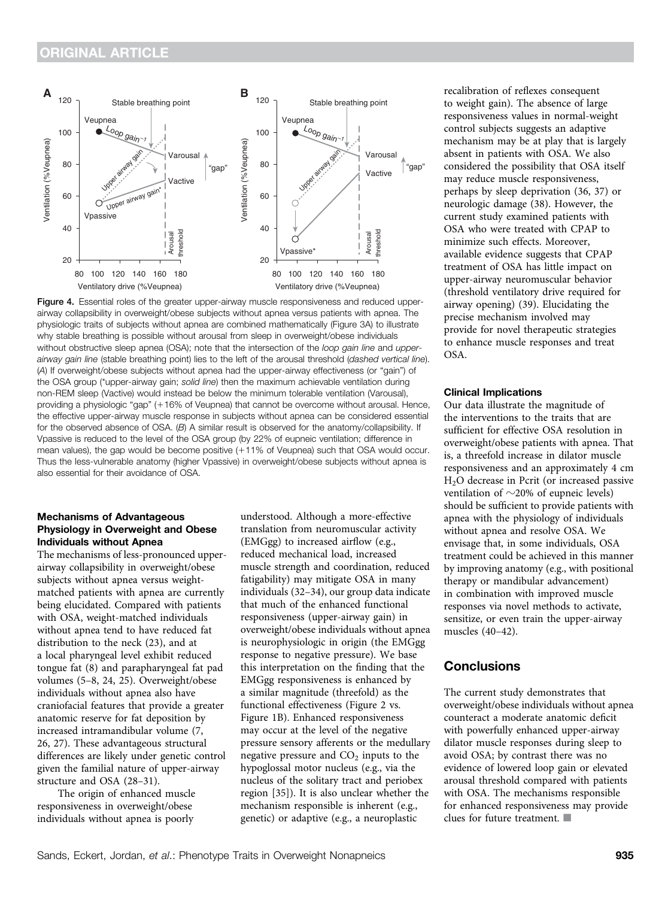A

120

Stable breathing point

Veupnea

Loop gain$^{-1}$

100

Varousal

Upper airway gain

"gap"

80

Vactive

Ventilation (%Veupnea)

60

Upper airway gain*

Vpassive

40

Arousal threshold

20

80 100 120 140 160 180

Ventilatory drive (%Veupnea)

B

120

Stable breathing point

Veupnea

Loop gain$^{-1}$

100

Varousal

Upper airway gain

"gap"

80

Vactive

Ventilation (%Veupnea)

60

40

Vpassive*

Arousal threshold

20

80 100 120 140 160 180

Ventilatory drive (%Veupnea)

**Figure 4.** Essential roles of the greater upper-airway muscle responsiveness and reduced upper-airway collapsibility in overweight/obese subjects without apnea versus patients with apnea. The physiologic traits of subjects without apnea are combined mathematically (Figure 3A) to illustrate why stable breathing is possible without arousal from sleep in overweight/obese individuals without obstructive sleep apnea (OSA); note that the intersection of the *loop gain line* and *upper-airway gain line* (stable breathing point) lies to the left of the arousal threshold (*dashed vertical line*). (*A*) If overweight/obese subjects without apnea had the upper-airway effectiveness (or "gain") of the OSA group (*upper-airway gain; *solid line*) then the maximum achievable ventilation during non-REM sleep (Vactive) would instead be below the minimum tolerable ventilation (Varousal), providing a physiologic "gap" (+16% of Veupnea) that cannot be overcome without arousal. Hence, the effective upper-airway muscle response in subjects without apnea can be considered essential for the observed absence of OSA. (*B*) A similar result is observed for the anatomy/collapsibility. If Vpassive is reduced to the level of the OSA group (by 22% of eupneic ventilation; difference in mean values), the gap would be become positive (+11% of Veupnea) such that OSA would occur. Thus the less-vulnerable anatomy (higher Vpassive) in overweight/obese subjects without apnea is also essential for their avoidance of OSA.

### Mechanisms of Advantageous Physiology in Overweight and Obese Individuals without Apnea

The mechanisms of less-pronounced upper-airway collapsibility in overweight/obese subjects without apnea versus weight-matched patients with apnea are currently being elucidated. Compared with patients with OSA, weight-matched individuals without apnea tend to have reduced fat distribution to the neck (23), and at a local pharyngeal level exhibit reduced tongue fat (8) and parapharyngeal fat pad volumes (5–8, 24, 25). Overweight/obese individuals without apnea also have craniofacial features that provide a greater anatomic reserve for fat deposition by increased intramandibular volume (7, 26, 27). These advantageous structural differences are likely under genetic control given the familial nature of upper-airway structure and OSA (28–31).

The origin of enhanced muscle responsiveness in overweight/obese individuals without apnea is poorly understood. Although a more-effective translation from neuromuscular activity (EMGgg) to increased airflow (e.g., reduced mechanical load, increased muscle strength and coordination, reduced fatigability) may mitigate OSA in many individuals (32–34), our group data indicate that much of the enhanced functional responsiveness (upper-airway gain) in overweight/obese individuals without apnea is neurophysiologic in origin (the EMGgg response to negative pressure). We base this interpretation on the finding that the EMGgg responsiveness is enhanced by a similar magnitude (threefold) as the functional effectiveness (Figure 2 vs. Figure 1B). Enhanced responsiveness may occur at the level of the negative pressure sensory afferents or the medullary negative pressure and $CO_2$ inputs to the hypoglossal motor nucleus (e.g., via the nucleus of the solitary tract and periobex region [35]). It is also unclear whether the mechanism responsible is inherent (e.g., genetic) or adaptive (e.g., a neuroplastic recalibration of reflexes consequent to weight gain). The absence of large responsiveness values in normal-weight control subjects suggests an adaptive mechanism may be at play that is largely absent in patients with OSA. We also considered the possibility that OSA itself may reduce muscle responsiveness, perhaps by sleep deprivation (36, 37) or neurologic damage (38). However, the current study examined patients with OSA who were treated with CPAP to minimize such effects. Moreover, available evidence suggests that CPAP treatment of OSA has little impact on upper-airway neuromuscular behavior (threshold ventilatory drive required for airway opening) (39). Elucidating the precise mechanism involved may provide for novel therapeutic strategies to enhance muscle responses and treat OSA.

### Clinical Implications

Our data illustrate the magnitude of the interventions to the traits that are sufficient for effective OSA resolution in overweight/obese patients with apnea. That is, a threefold increase in dilator muscle responsiveness and an approximately 4 cm $H_2O$ decrease in Pcrit (or increased passive ventilation of ~20% of eupneic levels) should be sufficient to provide patients with apnea with the physiology of individuals without apnea and resolve OSA. We envisage that, in some individuals, OSA treatment could be achieved in this manner by improving anatomy (e.g., with positional therapy or mandibular advancement) in combination with improved muscle responses via novel methods to activate, sensitize, or even train the upper-airway muscles (40–42).

## Conclusions

The current study demonstrates that overweight/obese individuals without apnea counteract a moderate anatomic deficit with powerfully enhanced upper-airway dilator muscle responses during sleep to avoid OSA; by contrast there was no evidence of lowered loop gain or elevated arousal threshold compared with patients with OSA. The mechanisms responsible for enhanced responsiveness may provide clues for future treatment. ■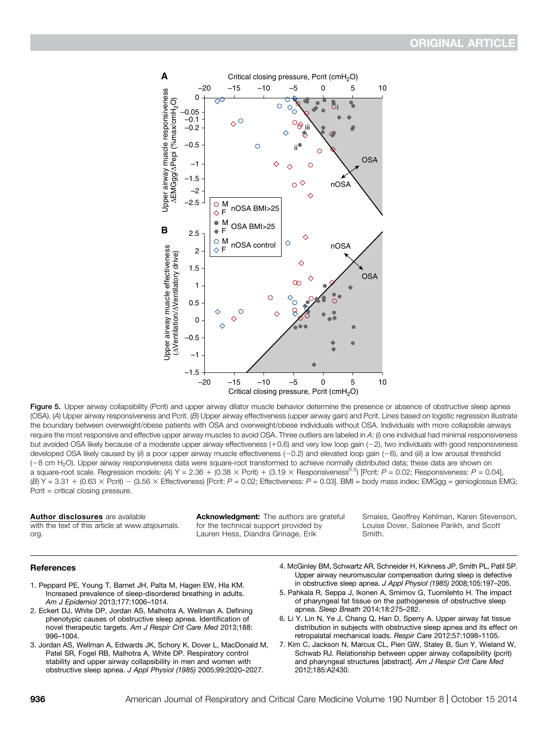A

Critical closing pressure, Pcrit ($cmH_2O$)

−20 −15 −10 −5 0 5 10

Upper airway muscle responsiveness ΔEMGgg/ΔPepi (%max/$cmH_2O$)

0 −0.05 −0.1 −0.2 −0.5 −1 −1.5 −2 −2.5

i ii iii

OSA

nOSA

M F nOSA BMI>25

M F OSA BMI>25

M F nOSA control

B

Upper airway muscle effectiveness (ΔVentilation/ΔVentilatory drive)

2.5 2 1.5 1 0.5 0 −0.5 −1 −1.5

nOSA

OSA

−20 −15 −10 −5 0 5 10

Critical closing pressure, Pcrit ($cmH_2O$)

**Figure 5.** Upper airway collapsibility (Pcrit) and upper airway dilator muscle behavior determine the presence or absence of obstructive sleep apnea (OSA). (*A*) Upper airway responsiveness and Pcrit. (*B*) Upper airway effectiveness (upper airway gain) and Pcrit. Lines based on logistic regression illustrate the boundary between overweight/obese patients with OSA and overweight/obese individuals without OSA. Individuals with more collapsible airways require the most responsive and effective upper airway muscles to avoid OSA. Three outliers are labeled in *A*: (*i*) one individual had minimal responsiveness but avoided OSA likely because of a moderate upper airway effectiveness (+0.6) and very low loop gain (−2), two individuals with good responsiveness developed OSA likely caused by (*ii*) a poor upper airway muscle effectiveness (−0.2) and elevated loop gain (−6), and (*iii*) a low arousal threshold (−8 cm $H_2O$). Upper airway responsiveness data were square-root transformed to achieve normally distributed data; these data are shown on a square-root scale. Regression models: (*A*) $Y = 2.36 + (0.38 \times \text{Pcrit}) + (3.19 \times \text{Responsiveness}^{0.5})$ [Pcrit: $P = 0.02$; Responsiveness: $P = 0.04$], (*B*) $Y = 3.31 + (0.63 \times \text{Pcrit}) - (3.56 \times \text{Effectiveness})$ [Pcrit: $P = 0.02$; Effectiveness: $P = 0.03$]. BMI = body mass index; EMGgg = genioglossus EMG; Pcrit = critical closing pressure.

**Author disclosures** are available with the text of this article at www.atsjournals.org.

**Acknowledgment:** The authors are grateful for the technical support provided by Lauren Hess, Diandra Gringe, Erik Smales, Geoffrey Kehlman, Karen Stevenson, Louise Dover, Salonee Parikh, and Scott Smith.

## References

1. Peppard PE, Young T, Barnet JH, Palta M, Hagen EW, Hla KM. Increased prevalence of sleep-disordered breathing in adults. *Am J Epidemiol* 2013;177:1006–1014.
2. Eckert DJ, White DP, Jordan AS, Malhotra A, Wellman A. Defining phenotypic causes of obstructive sleep apnea. Identification of novel therapeutic targets. *Am J Respir Crit Care Med* 2013;188:996–1004.
3. Jordan AS, Wellman A, Edwards JK, Schory K, Dover L, MacDonald M, Patel SR, Fogel RB, Malhotra A, White DP. Respiratory control stability and upper airway collapsibility in men and women with obstructive sleep apnea. *J Appl Physiol (1985)* 2005;99:2020–2027.
4. McGinley BM, Schwartz AR, Schneider H, Kirkness JP, Smith PL, Patil SP. Upper airway neuromuscular compensation during sleep is defective in obstructive sleep apnea. *J Appl Physiol (1985)* 2008;105:197–205.
5. Pahkala R, Seppa J, Ikonen A, Smirnov G, Tuomilehto H. The impact of pharyngeal fat tissue on the pathogenesis of obstructive sleep apnea. *Sleep Breath* 2014;18:275–282.
6. Li Y, Lin N, Ye J, Chang Q, Han D, Sperry A. Upper airway fat tissue distribution in subjects with obstructive sleep apnea and its effect on retropalatal mechanical loads. *Respir Care* 2012;57:1098–1105.
7. Kim C, Jackson N, Marcus CL, Pien GW, Staley B, Sun Y, Wieland W, Schwab RJ. Relationship between upper airway collapsibility (pcrit) and pharyngeal structures [abstract]. *Am J Respir Crit Care Med* 2012;185:A2430.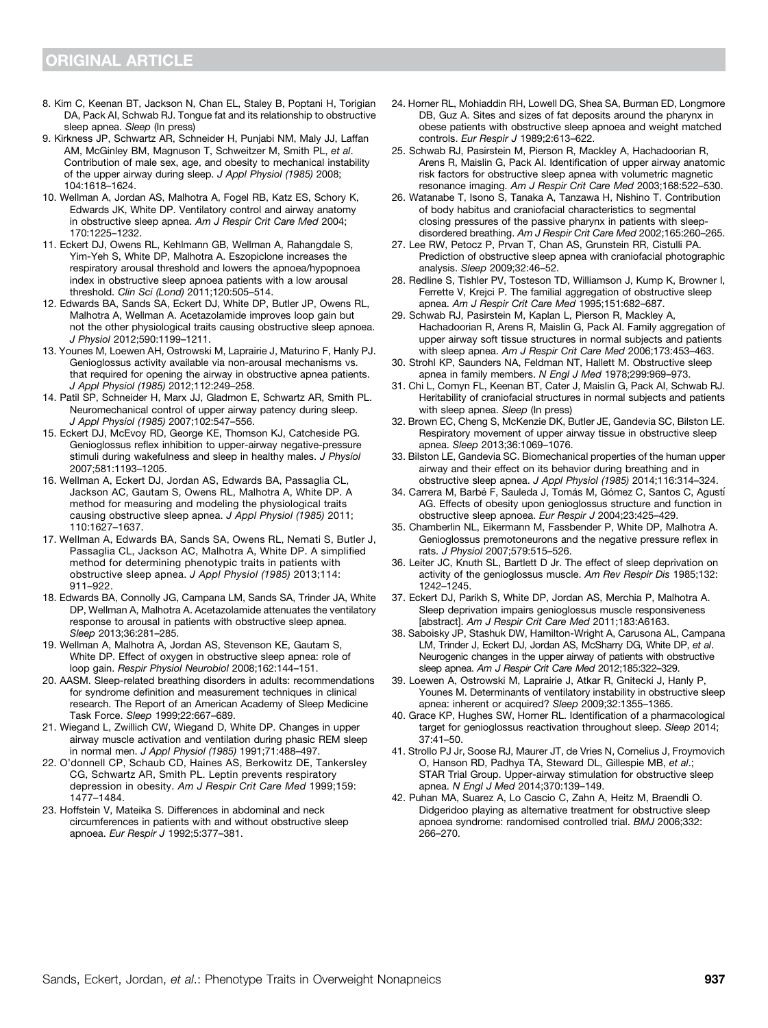8. Kim C, Keenan BT, Jackson N, Chan EL, Staley B, Poptani H, Torigian DA, Pack AI, Schwab RJ. Tongue fat and its relationship to obstructive sleep apnea. *Sleep* (In press)
9. Kirkness JP, Schwartz AR, Schneider H, Punjabi NM, Maly JJ, Laffan AM, McGinley BM, Magnuson T, Schweitzer M, Smith PL, *et al*. Contribution of male sex, age, and obesity to mechanical instability of the upper airway during sleep. *J Appl Physiol (1985)* 2008; 104:1618–1624.
10. Wellman A, Jordan AS, Malhotra A, Fogel RB, Katz ES, Schory K, Edwards JK, White DP. Ventilatory control and airway anatomy in obstructive sleep apnea. *Am J Respir Crit Care Med* 2004; 170:1225–1232.
11. Eckert DJ, Owens RL, Kehlmann GB, Wellman A, Rahangdale S, Yim-Yeh S, White DP, Malhotra A. Eszopiclone increases the respiratory arousal threshold and lowers the apnoea/hypopnoea index in obstructive sleep apnoea patients with a low arousal threshold. *Clin Sci (Lond)* 2011;120:505–514.
12. Edwards BA, Sands SA, Eckert DJ, White DP, Butler JP, Owens RL, Malhotra A, Wellman A. Acetazolamide improves loop gain but not the other physiological traits causing obstructive sleep apnoea. *J Physiol* 2012;590:1199–1211.
13. Younes M, Loewen AH, Ostrowski M, Laprairie J, Maturino F, Hanly PJ. Genioglossus activity available via non-arousal mechanisms vs. that required for opening the airway in obstructive apnea patients. *J Appl Physiol (1985)* 2012;112:249–258.
14. Patil SP, Schneider H, Marx JJ, Gladmon E, Schwartz AR, Smith PL. Neuromechanical control of upper airway patency during sleep. *J Appl Physiol (1985)* 2007;102:547–556.
15. Eckert DJ, McEvoy RD, George KE, Thomson KJ, Catcheside PG. Genioglossus reflex inhibition to upper-airway negative-pressure stimuli during wakefulness and sleep in healthy males. *J Physiol* 2007;581:1193–1205.
16. Wellman A, Eckert DJ, Jordan AS, Edwards BA, Passaglia CL, Jackson AC, Gautam S, Owens RL, Malhotra A, White DP. A method for measuring and modeling the physiological traits causing obstructive sleep apnea. *J Appl Physiol (1985)* 2011; 110:1627–1637.
17. Wellman A, Edwards BA, Sands SA, Owens RL, Nemati S, Butler J, Passaglia CL, Jackson AC, Malhotra A, White DP. A simplified method for determining phenotypic traits in patients with obstructive sleep apnea. *J Appl Physiol (1985)* 2013;114: 911–922.
18. Edwards BA, Connolly JG, Campana LM, Sands SA, Trinder JA, White DP, Wellman A, Malhotra A. Acetazolamide attenuates the ventilatory response to arousal in patients with obstructive sleep apnea. *Sleep* 2013;36:281–285.
19. Wellman A, Malhotra A, Jordan AS, Stevenson KE, Gautam S, White DP. Effect of oxygen in obstructive sleep apnea: role of loop gain. *Respir Physiol Neurobiol* 2008;162:144–151.
20. AASM. Sleep-related breathing disorders in adults: recommendations for syndrome definition and measurement techniques in clinical research. The Report of an American Academy of Sleep Medicine Task Force. *Sleep* 1999;22:667–689.
21. Wiegand L, Zwillich CW, Wiegand D, White DP. Changes in upper airway muscle activation and ventilation during phasic REM sleep in normal men. *J Appl Physiol (1985)* 1991;71:488–497.
22. O'donnell CP, Schaub CD, Haines AS, Berkowitz DE, Tankersley CG, Schwartz AR, Smith PL. Leptin prevents respiratory depression in obesity. *Am J Respir Crit Care Med* 1999;159: 1477–1484.
23. Hoffstein V, Mateika S. Differences in abdominal and neck circumferences in patients with and without obstructive sleep apnoea. *Eur Respir J* 1992;5:377–381.
24. Horner RL, Mohiaddin RH, Lowell DG, Shea SA, Burman ED, Longmore DB, Guz A. Sites and sizes of fat deposits around the pharynx in obese patients with obstructive sleep apnoea and weight matched controls. *Eur Respir J* 1989;2:613–622.
25. Schwab RJ, Pasirstein M, Pierson R, Mackley A, Hachadoorian R, Arens R, Maislin G, Pack AI. Identification of upper airway anatomic risk factors for obstructive sleep apnea with volumetric magnetic resonance imaging. *Am J Respir Crit Care Med* 2003;168:522–530.
26. Watanabe T, Isono S, Tanaka A, Tanzawa H, Nishino T. Contribution of body habitus and craniofacial characteristics to segmental closing pressures of the passive pharynx in patients with sleep-disordered breathing. *Am J Respir Crit Care Med* 2002;165:260–265.
27. Lee RW, Petocz P, Prvan T, Chan AS, Grunstein RR, Cistulli PA. Prediction of obstructive sleep apnea with craniofacial photographic analysis. *Sleep* 2009;32:46–52.
28. Redline S, Tishler PV, Tosteson TD, Williamson J, Kump K, Browner I, Ferrette V, Krejci P. The familial aggregation of obstructive sleep apnea. *Am J Respir Crit Care Med* 1995;151:682–687.
29. Schwab RJ, Pasirstein M, Kaplan L, Pierson R, Mackley A, Hachadoorian R, Arens R, Maislin G, Pack AI. Family aggregation of upper airway soft tissue structures in normal subjects and patients with sleep apnea. *Am J Respir Crit Care Med* 2006;173:453–463.
30. Strohl KP, Saunders NA, Feldman NT, Hallett M. Obstructive sleep apnea in family members. *N Engl J Med* 1978;299:969–973.
31. Chi L, Comyn FL, Keenan BT, Cater J, Maislin G, Pack AI, Schwab RJ. Heritability of craniofacial structures in normal subjects and patients with sleep apnea. *Sleep* (In press)
32. Brown EC, Cheng S, McKenzie DK, Butler JE, Gandevia SC, Bilston LE. Respiratory movement of upper airway tissue in obstructive sleep apnea. *Sleep* 2013;36:1069–1076.
33. Bilston LE, Gandevia SC. Biomechanical properties of the human upper airway and their effect on its behavior during breathing and in obstructive sleep apnea. *J Appl Physiol (1985)* 2014;116:314–324.
34. Carrera M, Barbé F, Sauleda J, Tomás M, Gómez C, Santos C, Agustí AG. Effects of obesity upon genioglossus structure and function in obstructive sleep apnoea. *Eur Respir J* 2004;23:425–429.
35. Chamberlin NL, Eikermann M, Fassbender P, White DP, Malhotra A. Genioglossus premotoneurons and the negative pressure reflex in rats. *J Physiol* 2007;579:515–526.
36. Leiter JC, Knuth SL, Bartlett D Jr. The effect of sleep deprivation on activity of the genioglossus muscle. *Am Rev Respir Dis* 1985;132: 1242–1245.
37. Eckert DJ, Parikh S, White DP, Jordan AS, Merchia P, Malhotra A. Sleep deprivation impairs genioglossus muscle responsiveness [abstract]. *Am J Respir Crit Care Med* 2011;183:A6163.
38. Saboisky JP, Stashuk DW, Hamilton-Wright A, Carusona AL, Campana LM, Trinder J, Eckert DJ, Jordan AS, McSharry DG, White DP, *et al*. Neurogenic changes in the upper airway of patients with obstructive sleep apnea. *Am J Respir Crit Care Med* 2012;185:322–329.
39. Loewen A, Ostrowski M, Laprairie J, Atkar R, Gnitecki J, Hanly P, Younes M. Determinants of ventilatory instability in obstructive sleep apnea: inherent or acquired? *Sleep* 2009;32:1355–1365.
40. Grace KP, Hughes SW, Horner RL. Identification of a pharmacological target for genioglossus reactivation throughout sleep. *Sleep* 2014; 37:41–50.
41. Strollo PJ Jr, Soose RJ, Maurer JT, de Vries N, Cornelius J, Froymovich O, Hanson RD, Padhya TA, Steward DL, Gillespie MB, *et al*.; STAR Trial Group. Upper-airway stimulation for obstructive sleep apnea. *N Engl J Med* 2014;370:139–149.
42. Puhan MA, Suarez A, Lo Cascio C, Zahn A, Heitz M, Braendli O. Didgeridoo playing as alternative treatment for obstructive sleep apnoea syndrome: randomised controlled trial. *BMJ* 2006;332: 266–270.